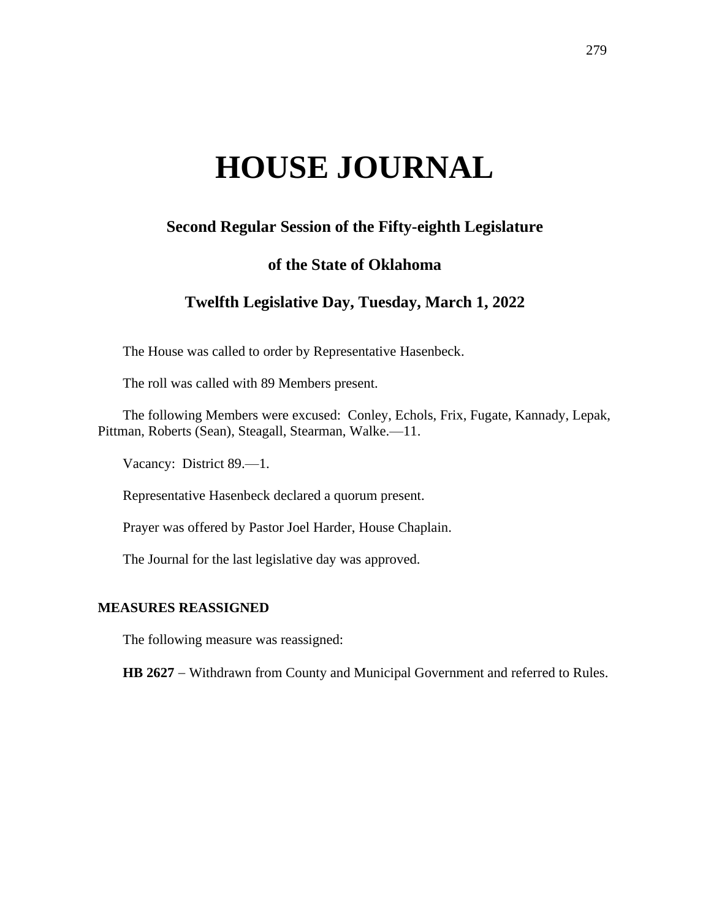# HOUSE JOURNAL

## Second Regular Session of the Fifty-eighth Legislature

## of the State of Oklahoma

## Twelfth Legislative Day, Tuesday, March 1, 2022

The House was called to order by Representative Hasenbeck.

The roll was called with 89 Members present.

The following Members were excused: Conley, Echols, Frix, Fugate, Kannady, Lepak, Pittman, Roberts (Sean), Steagall, Stearman, Walke.—11.

Vacancy: District 89.—1.

Representative Hasenbeck declared a quorum present.

Prayer was offered by Pastor Joel Harder, House Chaplain.

The Journal for the last legislative day was approved.

**MEASURES REASSIGNED**

The following measure was reassigned:

**HB 2627** − Withdrawn from County and Municipal Government and referred to Rules.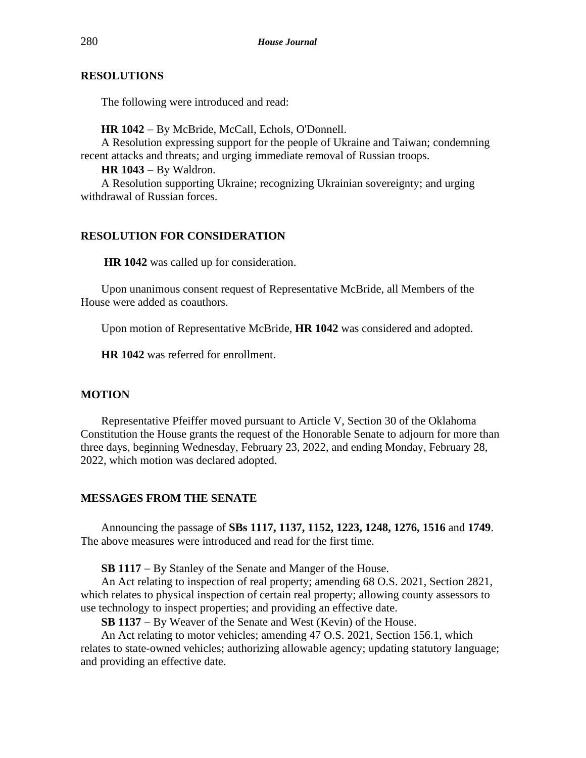## RESOLUTIONS

The following were introduced and read:

**HR 1042** – By McBride, McCall, Echols, O'Donnell.

A Resolution expressing support for the people of Ukraine and Taiwan; condemning recent attacks and threats; and urging immediate removal of Russian troops.

**HR 1043** – By Waldron.

A Resolution supporting Ukraine; recognizing Ukrainian sovereignty; and urging withdrawal of Russian forces.

## RESOLUTION FOR CONSIDERATION

**HR 1042** was called up for consideration.

Upon unanimous consent request of Representative McBride, all Members of the House were added as coauthors.

Upon motion of Representative McBride, **HR 1042** was considered and adopted.

**HR 1042** was referred for enrollment.

## MOTION

Representative Pfeiffer moved pursuant to Article V, Section 30 of the Oklahoma Constitution the House grants the request of the Honorable Senate to adjourn for more than three days, beginning Wednesday, February 23, 2022, and ending Monday, February 28, 2022, which motion was declared adopted.

## MESSAGES FROM THE SENATE

Announcing the passage of **SBs 1117, 1137, 1152, 1223, 1248, 1276, 1516** and **1749**. The above measures were introduced and read for the first time.

**SB 1117** – By Stanley of the Senate and Manger of the House.

An Act relating to inspection of real property; amending 68 O.S. 2021, Section 2821, which relates to physical inspection of certain real property; allowing county assessors to use technology to inspect properties; and providing an effective date.

**SB 1137** – By Weaver of the Senate and West (Kevin) of the House.

An Act relating to motor vehicles; amending 47 O.S. 2021, Section 156.1, which relates to state-owned vehicles; authorizing allowable agency; updating statutory language; and providing an effective date.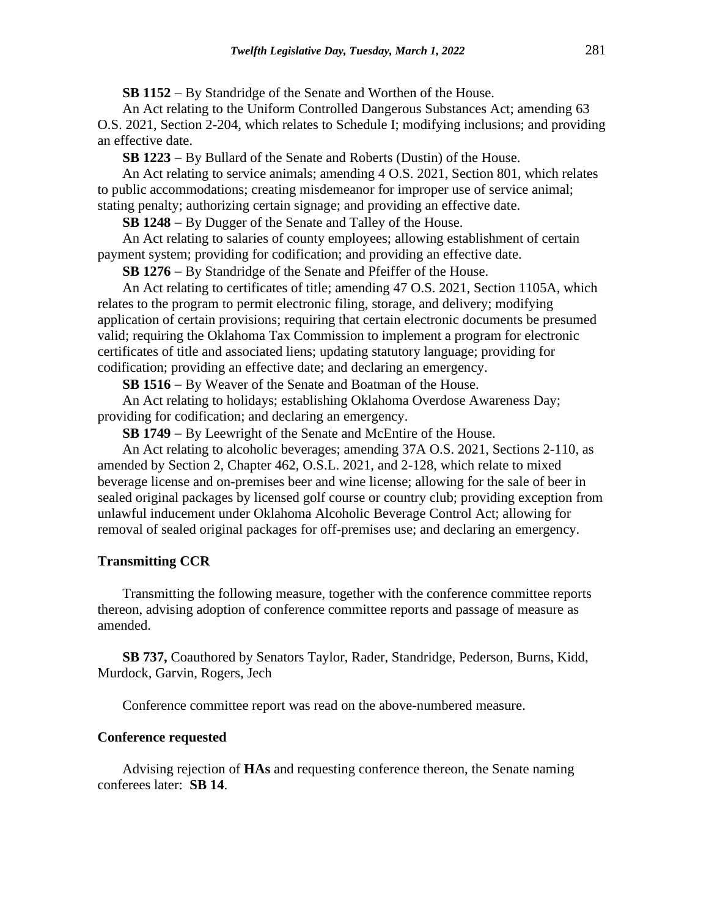**SB 1152** – By Standridge of the Senate and Worthen of the House.

An Act relating to the Uniform Controlled Dangerous Substances Act; amending 63 O.S. 2021, Section 2-204, which relates to Schedule I; modifying inclusions; and providing an effective date.

**SB 1223** – By Bullard of the Senate and Roberts (Dustin) of the House.

An Act relating to service animals; amending 4 O.S. 2021, Section 801, which relates to public accommodations; creating misdemeanor for improper use of service animal; stating penalty; authorizing certain signage; and providing an effective date.

**SB 1248** – By Dugger of the Senate and Talley of the House.

An Act relating to salaries of county employees; allowing establishment of certain payment system; providing for codification; and providing an effective date.

**SB 1276** – By Standridge of the Senate and Pfeiffer of the House.

An Act relating to certificates of title; amending 47 O.S. 2021, Section 1105A, which relates to the program to permit electronic filing, storage, and delivery; modifying application of certain provisions; requiring that certain electronic documents be presumed valid; requiring the Oklahoma Tax Commission to implement a program for electronic certificates of title and associated liens; updating statutory language; providing for codification; providing an effective date; and declaring an emergency.

**SB 1516** – By Weaver of the Senate and Boatman of the House.

An Act relating to holidays; establishing Oklahoma Overdose Awareness Day; providing for codification; and declaring an emergency.

**SB 1749** – By Leewright of the Senate and McEntire of the House.

An Act relating to alcoholic beverages; amending 37A O.S. 2021, Sections 2-110, as amended by Section 2, Chapter 462, O.S.L. 2021, and 2-128, which relate to mixed beverage license and on-premises beer and wine license; allowing for the sale of beer in sealed original packages by licensed golf course or country club; providing exception from unlawful inducement under Oklahoma Alcoholic Beverage Control Act; allowing for removal of sealed original packages for off-premises use; and declaring an emergency.

**Transmitting CCR**

Transmitting the following measure, together with the conference committee reports thereon, advising adoption of conference committee reports and passage of measure as amended.

**SB 737,** Coauthored by Senators Taylor, Rader, Standridge, Pederson, Burns, Kidd, Murdock, Garvin, Rogers, Jech

Conference committee report was read on the above-numbered measure.

**Conference requested**

Advising rejection of **HAs** and requesting conference thereon, the Senate naming conferees later: **SB 14**.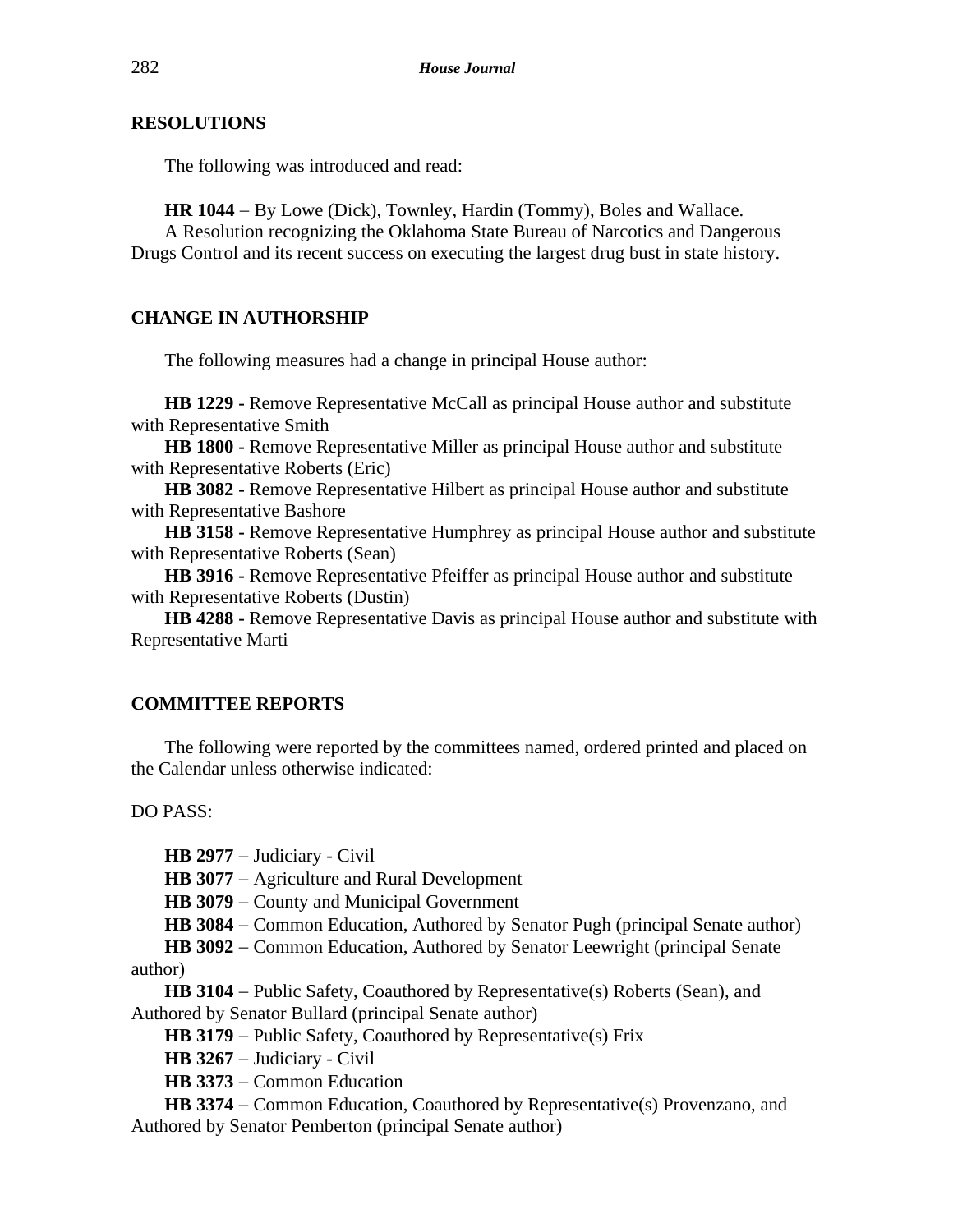**RESOLUTIONS**

The following was introduced and read:

**HR 1044** – By Lowe (Dick), Townley, Hardin (Tommy), Boles and Wallace.
A Resolution recognizing the Oklahoma State Bureau of Narcotics and Dangerous Drugs Control and its recent success on executing the largest drug bust in state history.

**CHANGE IN AUTHORSHIP**

The following measures had a change in principal House author:

**HB 1229 -** Remove Representative McCall as principal House author and substitute with Representative Smith

**HB 1800 -** Remove Representative Miller as principal House author and substitute with Representative Roberts (Eric)

**HB 3082 -** Remove Representative Hilbert as principal House author and substitute with Representative Bashore

**HB 3158 -** Remove Representative Humphrey as principal House author and substitute with Representative Roberts (Sean)

**HB 3916 -** Remove Representative Pfeiffer as principal House author and substitute with Representative Roberts (Dustin)

**HB 4288 -** Remove Representative Davis as principal House author and substitute with Representative Marti

**COMMITTEE REPORTS**

The following were reported by the committees named, ordered printed and placed on the Calendar unless otherwise indicated:

DO PASS:

**HB 2977** – Judiciary - Civil

**HB 3077** – Agriculture and Rural Development

**HB 3079** – County and Municipal Government

**HB 3084** – Common Education, Authored by Senator Pugh (principal Senate author)

**HB 3092** – Common Education, Authored by Senator Leewright (principal Senate author)

**HB 3104** – Public Safety, Coauthored by Representative(s) Roberts (Sean), and Authored by Senator Bullard (principal Senate author)

**HB 3179** – Public Safety, Coauthored by Representative(s) Frix

**HB 3267** – Judiciary - Civil

**HB 3373** – Common Education

**HB 3374** – Common Education, Coauthored by Representative(s) Provenzano, and Authored by Senator Pemberton (principal Senate author)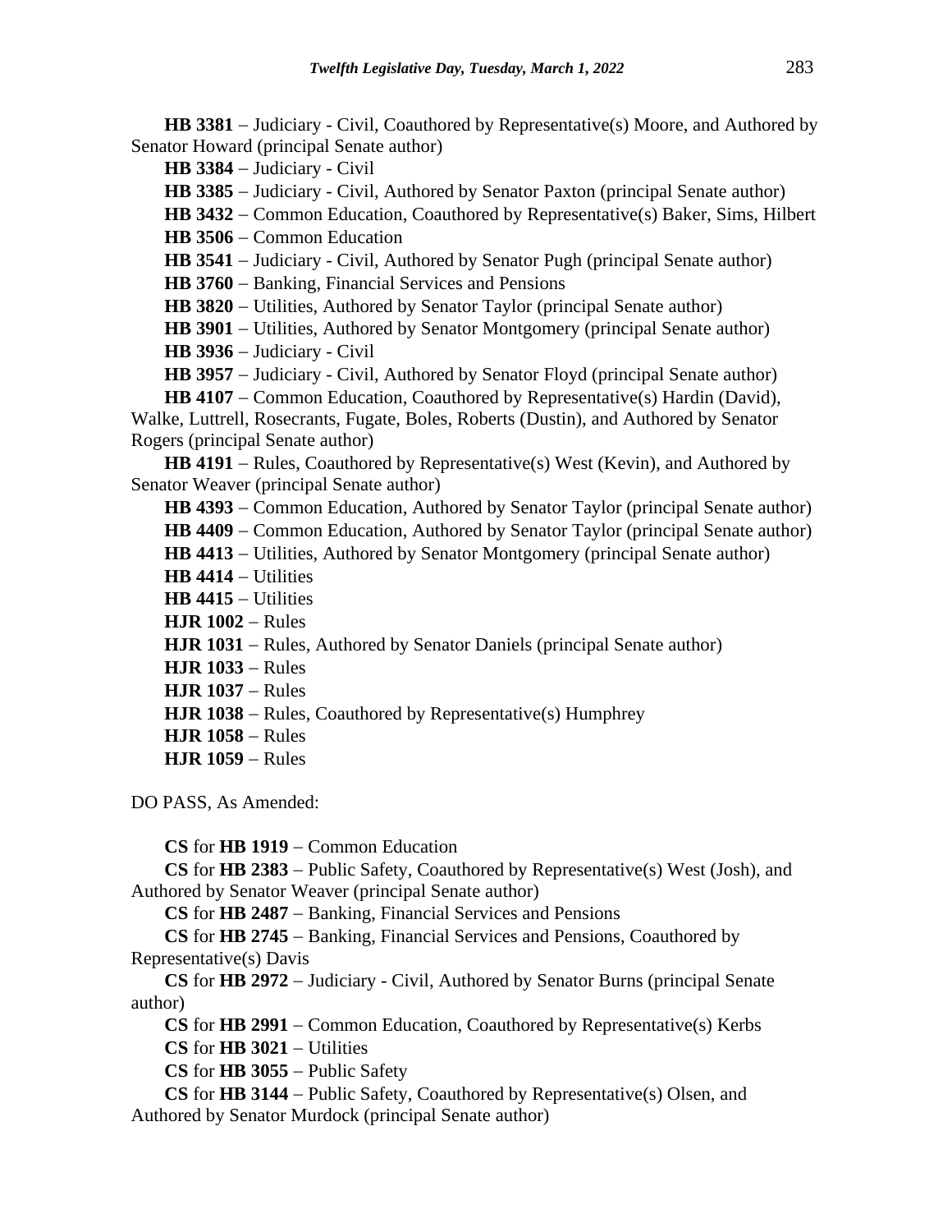**HB 3381** – Judiciary - Civil, Coauthored by Representative(s) Moore, and Authored by Senator Howard (principal Senate author)

**HB 3384** – Judiciary - Civil

**HB 3385** – Judiciary - Civil, Authored by Senator Paxton (principal Senate author)

**HB 3432** – Common Education, Coauthored by Representative(s) Baker, Sims, Hilbert

**HB 3506** – Common Education

**HB 3541** – Judiciary - Civil, Authored by Senator Pugh (principal Senate author)

**HB 3760** – Banking, Financial Services and Pensions

**HB 3820** – Utilities, Authored by Senator Taylor (principal Senate author)

**HB 3901** – Utilities, Authored by Senator Montgomery (principal Senate author)

**HB 3936** – Judiciary - Civil

**HB 3957** – Judiciary - Civil, Authored by Senator Floyd (principal Senate author)

**HB 4107** – Common Education, Coauthored by Representative(s) Hardin (David), Walke, Luttrell, Rosecrants, Fugate, Boles, Roberts (Dustin), and Authored by Senator Rogers (principal Senate author)

**HB 4191** – Rules, Coauthored by Representative(s) West (Kevin), and Authored by Senator Weaver (principal Senate author)

**HB 4393** – Common Education, Authored by Senator Taylor (principal Senate author)

**HB 4409** – Common Education, Authored by Senator Taylor (principal Senate author)

**HB 4413** – Utilities, Authored by Senator Montgomery (principal Senate author)

**HB 4414** – Utilities

**HB 4415** – Utilities

**HJR 1002** – Rules

**HJR 1031** – Rules, Authored by Senator Daniels (principal Senate author)

**HJR 1033** – Rules

**HJR 1037** – Rules

**HJR 1038** – Rules, Coauthored by Representative(s) Humphrey

**HJR 1058** – Rules

**HJR 1059** – Rules

DO PASS, As Amended:

**CS** for **HB 1919** – Common Education

**CS** for **HB 2383** – Public Safety, Coauthored by Representative(s) West (Josh), and Authored by Senator Weaver (principal Senate author)

**CS** for **HB 2487** – Banking, Financial Services and Pensions

**CS** for **HB 2745** – Banking, Financial Services and Pensions, Coauthored by Representative(s) Davis

**CS** for **HB 2972** – Judiciary - Civil, Authored by Senator Burns (principal Senate author)

**CS** for **HB 2991** – Common Education, Coauthored by Representative(s) Kerbs

**CS** for **HB 3021** – Utilities

**CS** for **HB 3055** – Public Safety

**CS** for **HB 3144** – Public Safety, Coauthored by Representative(s) Olsen, and Authored by Senator Murdock (principal Senate author)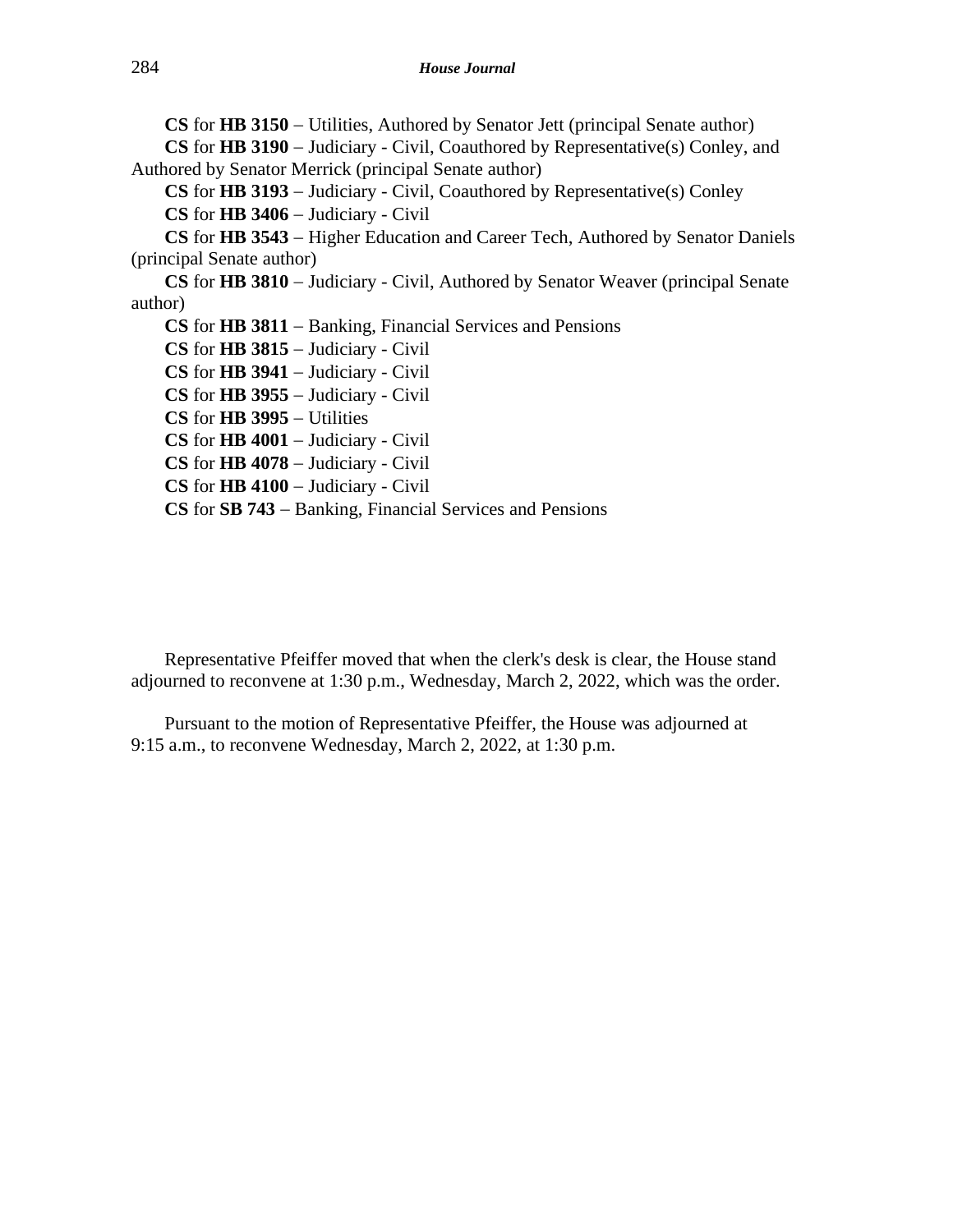**CS** for **HB 3150** – Utilities, Authored by Senator Jett (principal Senate author)

**CS** for **HB 3190** – Judiciary - Civil, Coauthored by Representative(s) Conley, and Authored by Senator Merrick (principal Senate author)

**CS** for **HB 3193** – Judiciary - Civil, Coauthored by Representative(s) Conley

**CS** for **HB 3406** – Judiciary - Civil

**CS** for **HB 3543** – Higher Education and Career Tech, Authored by Senator Daniels (principal Senate author)

**CS** for **HB 3810** – Judiciary - Civil, Authored by Senator Weaver (principal Senate author)

**CS** for **HB 3811** – Banking, Financial Services and Pensions

**CS** for **HB 3815** – Judiciary - Civil

**CS** for **HB 3941** – Judiciary - Civil

**CS** for **HB 3955** – Judiciary - Civil

**CS** for **HB 3995** – Utilities

**CS** for **HB 4001** – Judiciary - Civil

**CS** for **HB 4078** – Judiciary - Civil

**CS** for **HB 4100** – Judiciary - Civil

**CS** for **SB 743** – Banking, Financial Services and Pensions

Representative Pfeiffer moved that when the clerk's desk is clear, the House stand adjourned to reconvene at 1:30 p.m., Wednesday, March 2, 2022, which was the order.

Pursuant to the motion of Representative Pfeiffer, the House was adjourned at 9:15 a.m., to reconvene Wednesday, March 2, 2022, at 1:30 p.m.